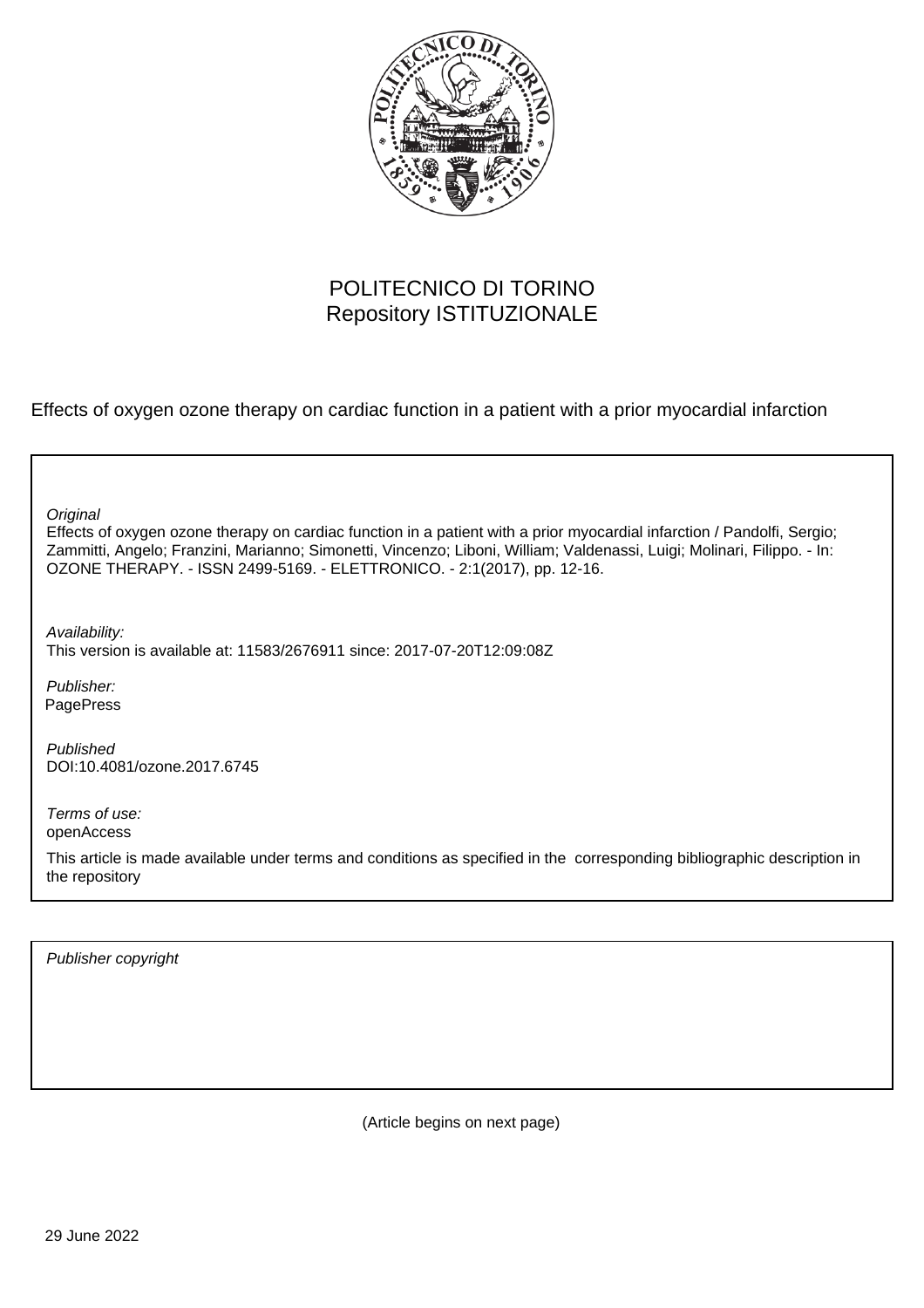POLITECNICO DI TORINO
Repository ISTITUZIONALE

Effects of oxygen ozone therapy on cardiac function in a patient with a prior myocardial infarction

*Original*
Effects of oxygen ozone therapy on cardiac function in a patient with a prior myocardial infarction / Pandolfi, Sergio; Zammitti, Angelo; Franzini, Marianno; Simonetti, Vincenzo; Liboni, William; Valdenassi, Luigi; Molinari, Filippo. - In: OZONE THERAPY. - ISSN 2499-5169. - ELETTRONICO. - 2:1(2017), pp. 12-16.

*Availability:*
This version is available at: 11583/2676911 since: 2017-07-20T12:09:08Z

*Publisher:*
PagePress

*Published*
DOI:10.4081/ozone.2017.6745

*Terms of use:*
openAccess

This article is made available under terms and conditions as specified in the corresponding bibliographic description in the repository

*Publisher copyright*

(Article begins on next page)

29 June 2022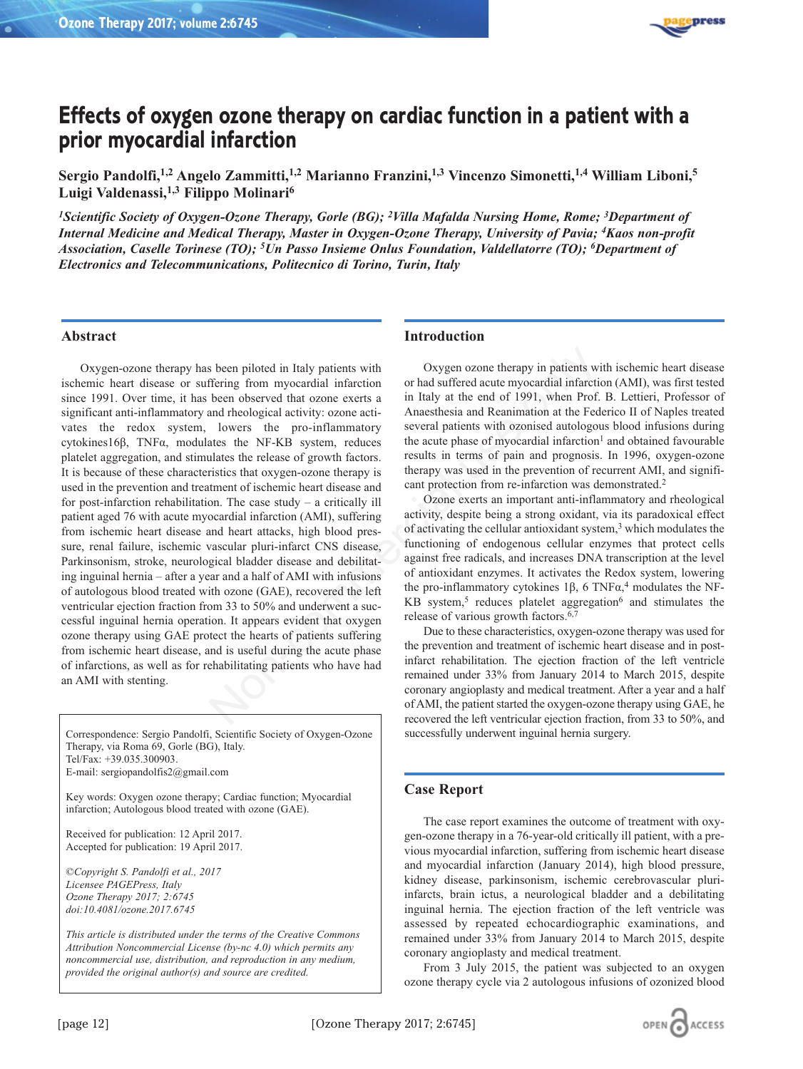# Effects of oxygen ozone therapy on cardiac function in a patient with a prior myocardial infarction

**Sergio Pandolfi,[1,2] Angelo Zammitti,[1,2] Marianno Franzini,[1,3] Vincenzo Simonetti,[1,4] William Liboni,[5] Luigi Valdenassi,[1,3] Filippo Molinari[6]**

*[1]Scientific Society of Oxygen-Ozone Therapy, Gorle (BG); [2]Villa Mafalda Nursing Home, Rome; [3]Department of Internal Medicine and Medical Therapy, Master in Oxygen-Ozone Therapy, University of Pavia; [4]Kaos non-profit Association, Caselle Torinese (TO); [5]Un Passo Insieme Onlus Foundation, Valdellatorre (TO); [6]Department of Electronics and Telecommunications, Politecnico di Torino, Turin, Italy*

## Abstract

Oxygen-ozone therapy has been piloted in Italy patients with ischemic heart disease or suffering from myocardial infarction since 1991. Over time, it has been observed that ozone exerts a significant anti-inflammatory and rheological activity: ozone activates the redox system, lowers the pro-inflammatory cytokines16β, TNFα, modulates the NF-KB system, reduces platelet aggregation, and stimulates the release of growth factors. It is because of these characteristics that oxygen-ozone therapy is used in the prevention and treatment of ischemic heart disease and for post-infarction rehabilitation. The case study – a critically ill patient aged 76 with acute myocardial infarction (AMI), suffering from ischemic heart disease and heart attacks, high blood pressure, renal failure, ischemic vascular pluri-infarct CNS disease, Parkinsonism, stroke, neurological bladder disease and debilitating inguinal hernia – after a year and a half of AMI with infusions of autologous blood treated with ozone (GAE), recovered the left ventricular ejection fraction from 33 to 50% and underwent a successful inguinal hernia operation. It appears evident that oxygen ozone therapy using GAE protect the hearts of patients suffering from ischemic heart disease, and is useful during the acute phase of infarctions, as well as for rehabilitating patients who have had an AMI with stenting.

Correspondence: Sergio Pandolfi, Scientific Society of Oxygen-Ozone Therapy, via Roma 69, Gorle (BG), Italy.
Tel/Fax: +39.035.300903.
E-mail: sergiopandolfis2@gmail.com

Key words: Oxygen ozone therapy; Cardiac function; Myocardial infarction; Autologous blood treated with ozone (GAE).

Received for publication: 12 April 2017.
Accepted for publication: 19 April 2017.

*©Copyright S. Pandolfi et al., 2017*
*Licensee PAGEPress, Italy*
*Ozone Therapy 2017; 2:6745*
*doi:10.4081/ozone.2017.6745*

*This article is distributed under the terms of the Creative Commons Attribution Noncommercial License (by-nc 4.0) which permits any noncommercial use, distribution, and reproduction in any medium, provided the original author(s) and source are credited.*

## Introduction

Oxygen ozone therapy in patients with ischemic heart disease or had suffered acute myocardial infarction (AMI), was first tested in Italy at the end of 1991, when Prof. B. Lettieri, Professor of Anaesthesia and Reanimation at the Federico II of Naples treated several patients with ozonised autologous blood infusions during the acute phase of myocardial infarction[1] and obtained favourable results in terms of pain and prognosis. In 1996, oxygen-ozone therapy was used in the prevention of recurrent AMI, and significant protection from re-infarction was demonstrated.[2]

Ozone exerts an important anti-inflammatory and rheological activity, despite being a strong oxidant, via its paradoxical effect of activating the cellular antioxidant system,[3] which modulates the functioning of endogenous cellular enzymes that protect cells against free radicals, and increases DNA transcription at the level of antioxidant enzymes. It activates the Redox system, lowering the pro-inflammatory cytokines 1β, 6 TNFα,[4] modulates the NF-KB system,[5] reduces platelet aggregation[6] and stimulates the release of various growth factors.[6,7]

Due to these characteristics, oxygen-ozone therapy was used for the prevention and treatment of ischemic heart disease and in post-infarct rehabilitation. The ejection fraction of the left ventricle remained under 33% from January 2014 to March 2015, despite coronary angioplasty and medical treatment. After a year and a half of AMI, the patient started the oxygen-ozone therapy using GAE, he recovered the left ventricular ejection fraction, from 33 to 50%, and successfully underwent inguinal hernia surgery.

## Case Report

The case report examines the outcome of treatment with oxygen-ozone therapy in a 76-year-old critically ill patient, with a previous myocardial infarction, suffering from ischemic heart disease and myocardial infarction (January 2014), high blood pressure, kidney disease, parkinsonism, ischemic cerebrovascular pluri-infarcts, brain ictus, a neurological bladder and a debilitating inguinal hernia. The ejection fraction of the left ventricle was assessed by repeated echocardiographic examinations, and remained under 33% from January 2014 to March 2015, despite coronary angioplasty and medical treatment.

From 3 July 2015, the patient was subjected to an oxygen ozone therapy cycle via 2 autologous infusions of ozonized blood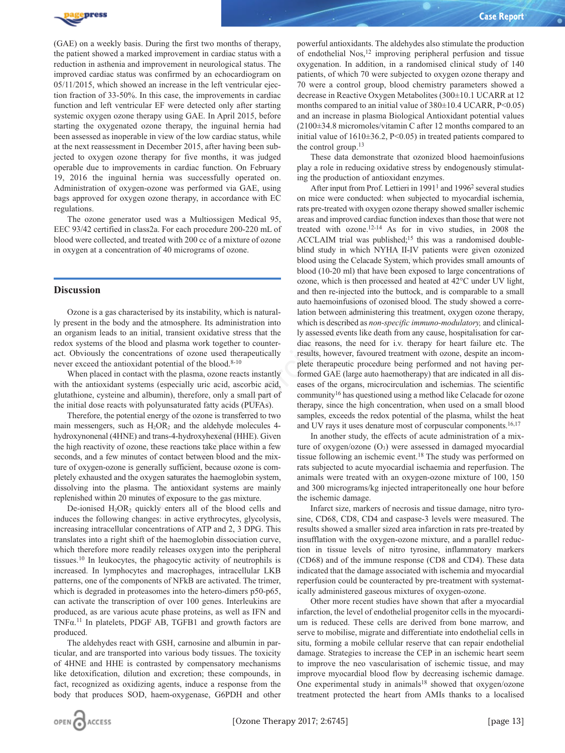(GAE) on a weekly basis. During the first two months of therapy, the patient showed a marked improvement in cardiac status with a reduction in asthenia and improvement in neurological status. The improved cardiac status was confirmed by an echocardiogram on 05/11/2015, which showed an increase in the left ventricular ejection fraction of 33-50%. In this case, the improvements in cardiac function and left ventricular EF were detected only after starting systemic oxygen ozone therapy using GAE. In April 2015, before starting the oxygenated ozone therapy, the inguinal hernia had been assessed as inoperable in view of the low cardiac status, while at the next reassessment in December 2015, after having been subjected to oxygen ozone therapy for five months, it was judged operable due to improvements in cardiac function. On February 19, 2016 the inguinal hernia was successfully operated on. Administration of oxygen-ozone was performed via GAE, using bags approved for oxygen ozone therapy, in accordance with EC regulations.

The ozone generator used was a Multiossigen Medical 95, EEC 93/42 certified in class2a. For each procedure 200-220 mL of blood were collected, and treated with 200 cc of a mixture of ozone in oxygen at a concentration of 40 micrograms of ozone.

## Discussion

Ozone is a gas characterised by its instability, which is naturally present in the body and the atmosphere. Its administration into an organism leads to an initial, transient oxidative stress that the redox systems of the blood and plasma work together to counteract. Obviously the concentrations of ozone used therapeutically never exceed the antioxidant potential of the blood.[8-10]

When placed in contact with the plasma, ozone reacts instantly with the antioxidant systems (especially uric acid, ascorbic acid, glutathione, cysteine and albumin), therefore, only a small part of the initial dose reacts with polyunsaturated fatty acids (PUFAs).

Therefore, the potential energy of the ozone is transferred to two main messengers, such as $H_2OR_2$ and the aldehyde molecules 4-hydroxynonenal (4HNE) and trans-4-hydroxyhexenal (HHE). Given the high reactivity of ozone, these reactions take place within a few seconds, and a few minutes of contact between blood and the mixture of oxygen-ozone is generally sufficient, because ozone is completely exhausted and the oxygen saturates the haemoglobin system, dissolving into the plasma. The antioxidant systems are mainly replenished within 20 minutes of exposure to the gas mixture.

De-ionised $H_2OR_2$ quickly enters all of the blood cells and induces the following changes: in active erythrocytes, glycolysis, increasing intracellular concentrations of ATP and 2, 3 DPG. This translates into a right shift of the haemoglobin dissociation curve, which therefore more readily releases oxygen into the peripheral tissues.[10] In leukocytes, the phagocytic activity of neutrophils is increased. In lymphocytes and macrophages, intracellular LKB patterns, one of the components of NFkB are activated. The trimer, which is degraded in proteasomes into the hetero-dimers p50-p65, can activate the transcription of over 100 genes. Interleukins are produced, as are various acute phase proteins, as well as IFN and TNFα.[11] In platelets, PDGF AB, TGFB1 and growth factors are produced.

The aldehydes react with GSH, carnosine and albumin in particular, and are transported into various body tissues. The toxicity of 4HNE and HHE is contrasted by compensatory mechanisms like detoxification, dilution and excretion; these compounds, in fact, recognized as oxidizing agents, induce a response from the body that produces SOD, haem-oxygenase, G6PDH and other powerful antioxidants. The aldehydes also stimulate the production of endothelial Nos,[12] improving peripheral perfusion and tissue oxygenation. In addition, in a randomised clinical study of 140 patients, of which 70 were subjected to oxygen ozone therapy and 70 were a control group, blood chemistry parameters showed a decrease in Reactive Oxygen Metabolites (300±10.1 UCARR at 12 months compared to an initial value of 380±10.4 UCARR, $P<0.05$) and an increase in plasma Biological Antioxidant potential values (2100±34.8 micromoles/vitamin C after 12 months compared to an initial value of 1610±36.2, $P<0.05$) in treated patients compared to the control group.[13]

These data demonstrate that ozonized blood haemoinfusions play a role in reducing oxidative stress by endogenously stimulating the production of antioxidant enzymes.

After input from Prof. Lettieri in 1991[1] and 1996[2] several studies on mice were conducted: when subjected to myocardial ischemia, rats pre-treated with oxygen ozone therapy showed smaller ischemic areas and improved cardiac function indexes than those that were not treated with ozone.[12-14] As for in vivo studies, in 2008 the ACCLAIM trial was published;[15] this was a randomised double-blind study in which NYHA II-IV patients were given ozonized blood using the Celacade System, which provides small amounts of blood (10-20 ml) that have been exposed to large concentrations of ozone, which is then processed and heated at 42°C under UV light, and then re-injected into the buttock, and is comparable to a small auto haemoinfusions of ozonised blood. The study showed a correlation between administering this treatment, oxygen ozone therapy, which is described as *non-specific immuno-modulatory,* and clinically assessed events like death from any cause, hospitalisation for cardiac reasons, the need for i.v. therapy for heart failure etc. The results, however, favoured treatment with ozone, despite an incomplete therapeutic procedure being performed and not having performed GAE (large auto haemotherapy) that are indicated in all diseases of the organs, microcirculation and ischemias. The scientific community[16] has questioned using a method like Celacade for ozone therapy, since the high concentration, when used on a small blood samples, exceeds the redox potential of the plasma, whilst the heat and UV rays it uses denature most of corpuscular components.[16,17]

In another study, the effects of acute administration of a mixture of oxygen/ozone ($O_3$) were assessed in damaged myocardial tissue following an ischemic event.[18] The study was performed on rats subjected to acute myocardial ischaemia and reperfusion. The animals were treated with an oxygen-ozone mixture of 100, 150 and 300 micrograms/kg injected intraperitoneally one hour before the ischemic damage.

Infarct size, markers of necrosis and tissue damage, nitro tyrosine, CD68, CD8, CD4 and caspase-3 levels were measured. The results showed a smaller sized area infarction in rats pre-treated by insufflation with the oxygen-ozone mixture, and a parallel reduction in tissue levels of nitro tyrosine, inflammatory markers (CD68) and of the immune response (CD8 and CD4). These data indicated that the damage associated with ischemia and myocardial reperfusion could be counteracted by pre-treatment with systematically administered gaseous mixtures of oxygen-ozone.

Other more recent studies have shown that after a myocardial infarction, the level of endothelial progenitor cells in the myocardium is reduced. These cells are derived from bone marrow, and serve to mobilise, migrate and differentiate into endothelial cells in situ, forming a mobile cellular reserve that can repair endothelial damage. Strategies to increase the CEP in an ischemic heart seem to improve the neo vascularisation of ischemic tissue, and may improve myocardial blood flow by decreasing ischemic damage. One experimental study in animals[18] showed that oxygen/ozone treatment protected the heart from AMIs thanks to a localised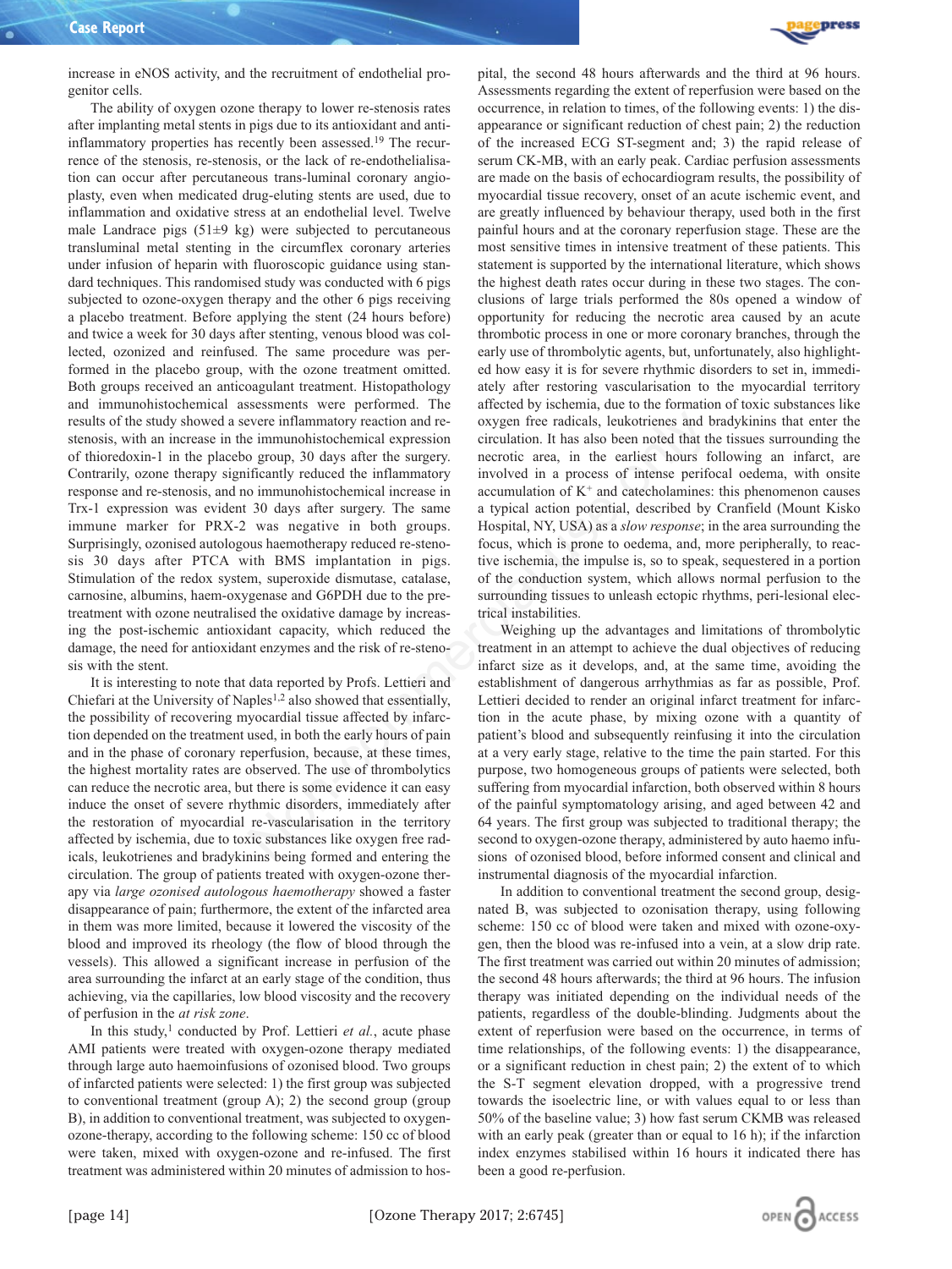increase in eNOS activity, and the recruitment of endothelial progenitor cells.

The ability of oxygen ozone therapy to lower re-stenosis rates after implanting metal stents in pigs due to its antioxidant and anti-inflammatory properties has recently been assessed.[19] The recurrence of the stenosis, re-stenosis, or the lack of re-endothelialisation can occur after percutaneous trans-luminal coronary angioplasty, even when medicated drug-eluting stents are used, due to inflammation and oxidative stress at an endothelial level. Twelve male Landrace pigs (51±9 kg) were subjected to percutaneous transluminal metal stenting in the circumflex coronary arteries under infusion of heparin with fluoroscopic guidance using standard techniques. This randomised study was conducted with 6 pigs subjected to ozone-oxygen therapy and the other 6 pigs receiving a placebo treatment. Before applying the stent (24 hours before) and twice a week for 30 days after stenting, venous blood was collected, ozonized and reinfused. The same procedure was performed in the placebo group, with the ozone treatment omitted. Both groups received an anticoagulant treatment. Histopathology and immunohistochemical assessments were performed. The results of the study showed a severe inflammatory reaction and re-stenosis, with an increase in the immunohistochemical expression of thioredoxin-1 in the placebo group, 30 days after the surgery. Contrarily, ozone therapy significantly reduced the inflammatory response and re-stenosis, and no immunohistochemical increase in Trx-1 expression was evident 30 days after surgery. The same immune marker for PRX-2 was negative in both groups. Surprisingly, ozonised autologous haemotherapy reduced re-stenosis 30 days after PTCA with BMS implantation in pigs. Stimulation of the redox system, superoxide dismutase, catalase, carnosine, albumins, haem-oxygenase and G6PDH due to the pre-treatment with ozone neutralised the oxidative damage by increasing the post-ischemic antioxidant capacity, which reduced the damage, the need for antioxidant enzymes and the risk of re-stenosis with the stent.

It is interesting to note that data reported by Profs. Lettieri and Chiefari at the University of Naples[1,2] also showed that essentially, the possibility of recovering myocardial tissue affected by infarction depended on the treatment used, in both the early hours of pain and in the phase of coronary reperfusion, because, at these times, the highest mortality rates are observed. The use of thrombolytics can reduce the necrotic area, but there is some evidence it can easy induce the onset of severe rhythmic disorders, immediately after the restoration of myocardial re-vascularisation in the territory affected by ischemia, due to toxic substances like oxygen free radicals, leukotrienes and bradykinins being formed and entering the circulation. The group of patients treated with oxygen-ozone therapy via *large ozonised autologous haemotherapy* showed a faster disappearance of pain; furthermore, the extent of the infarcted area in them was more limited, because it lowered the viscosity of the blood and improved its rheology (the flow of blood through the vessels). This allowed a significant increase in perfusion of the area surrounding the infarct at an early stage of the condition, thus achieving, via the capillaries, low blood viscosity and the recovery of perfusion in the *at risk zone*.

In this study,[1] conducted by Prof. Lettieri *et al.*, acute phase AMI patients were treated with oxygen-ozone therapy mediated through large auto haemoinfusions of ozonised blood. Two groups of infarcted patients were selected: 1) the first group was subjected to conventional treatment (group A); 2) the second group (group B), in addition to conventional treatment, was subjected to oxygen-ozone-therapy, according to the following scheme: 150 cc of blood were taken, mixed with oxygen-ozone and re-infused. The first treatment was administered within 20 minutes of admission to hospital, the second 48 hours afterwards and the third at 96 hours. Assessments regarding the extent of reperfusion were based on the occurrence, in relation to times, of the following events: 1) the disappearance or significant reduction of chest pain; 2) the reduction of the increased ECG ST-segment and; 3) the rapid release of serum CK-MB, with an early peak. Cardiac perfusion assessments are made on the basis of echocardiogram results, the possibility of myocardial tissue recovery, onset of an acute ischemic event, and are greatly influenced by behaviour therapy, used both in the first painful hours and at the coronary reperfusion stage. These are the most sensitive times in intensive treatment of these patients. This statement is supported by the international literature, which shows the highest death rates occur during in these two stages. The conclusions of large trials performed the 80s opened a window of opportunity for reducing the necrotic area caused by an acute thrombotic process in one or more coronary branches, through the early use of thrombolytic agents, but, unfortunately, also highlighted how easy it is for severe rhythmic disorders to set in, immediately after restoring vascularisation to the myocardial territory affected by ischemia, due to the formation of toxic substances like oxygen free radicals, leukotrienes and bradykinins that enter the circulation. It has also been noted that the tissues surrounding the necrotic area, in the earliest hours following an infarct, are involved in a process of intense perifocal oedema, with onsite accumulation of $K^+$ and catecholamines: this phenomenon causes a typical action potential, described by Cranfield (Mount Kisko Hospital, NY, USA) as a *slow response*; in the area surrounding the focus, which is prone to oedema, and, more peripherally, to reactive ischemia, the impulse is, so to speak, sequestered in a portion of the conduction system, which allows normal perfusion to the surrounding tissues to unleash ectopic rhythms, peri-lesional electrical instabilities.

Weighing up the advantages and limitations of thrombolytic treatment in an attempt to achieve the dual objectives of reducing infarct size as it develops, and, at the same time, avoiding the establishment of dangerous arrhythmias as far as possible, Prof. Lettieri decided to render an original infarct treatment for infarction in the acute phase, by mixing ozone with a quantity of patient's blood and subsequently reinfusing it into the circulation at a very early stage, relative to the time the pain started. For this purpose, two homogeneous groups of patients were selected, both suffering from myocardial infarction, both observed within 8 hours of the painful symptomatology arising, and aged between 42 and 64 years. The first group was subjected to traditional therapy; the second to oxygen-ozone therapy, administered by auto haemo infusions of ozonised blood, before informed consent and clinical and instrumental diagnosis of the myocardial infarction.

In addition to conventional treatment the second group, designated B, was subjected to ozonisation therapy, using following scheme: 150 cc of blood were taken and mixed with ozone-oxygen, then the blood was re-infused into a vein, at a slow drip rate. The first treatment was carried out within 20 minutes of admission; the second 48 hours afterwards; the third at 96 hours. The infusion therapy was initiated depending on the individual needs of the patients, regardless of the double-blinding. Judgments about the extent of reperfusion were based on the occurrence, in terms of time relationships, of the following events: 1) the disappearance, or a significant reduction in chest pain; 2) the extent to which the S-T segment elevation dropped, with a progressive trend towards the isoelectric line, or with values equal to or less than 50% of the baseline value; 3) how fast serum CKMB was released with an early peak (greater than or equal to 16 h); if the infarction index enzymes stabilised within 16 hours it indicated there has been a good re-perfusion.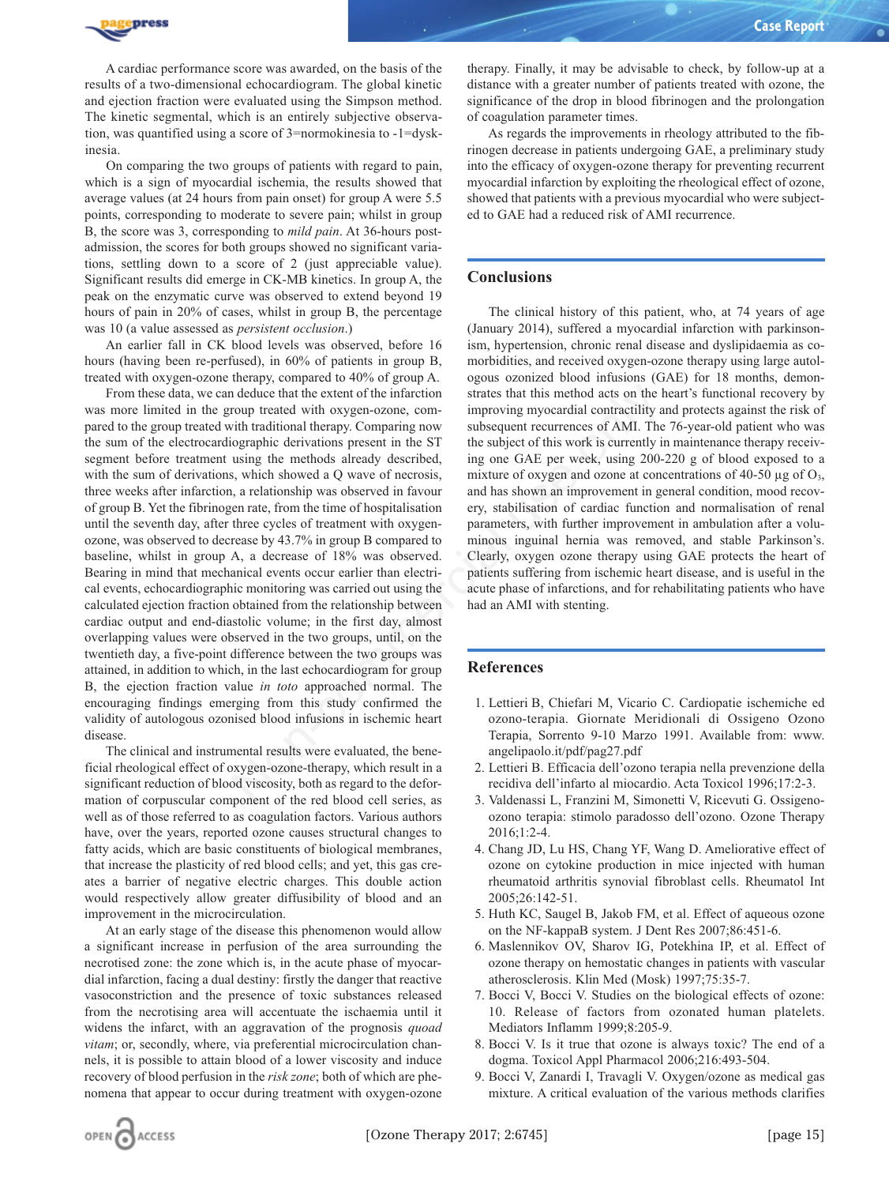A cardiac performance score was awarded, on the basis of the results of a two-dimensional echocardiogram. The global kinetic and ejection fraction were evaluated using the Simpson method. The kinetic segmental, which is an entirely subjective observation, was quantified using a score of 3=normokinesia to -1=dyskinesia.

On comparing the two groups of patients with regard to pain, which is a sign of myocardial ischemia, the results showed that average values (at 24 hours from pain onset) for group A were 5.5 points, corresponding to moderate to severe pain; whilst in group B, the score was 3, corresponding to *mild pain*. At 36-hours post-admission, the scores for both groups showed no significant variations, settling down to a score of 2 (just appreciable value). Significant results did emerge in CK-MB kinetics. In group A, the peak on the enzymatic curve was observed to extend beyond 19 hours of pain in 20% of cases, whilst in group B, the percentage was 10 (a value assessed as *persistent occlusion*.)

An earlier fall in CK blood levels was observed, before 16 hours (having been re-perfused), in 60% of patients in group B, treated with oxygen-ozone therapy, compared to 40% of group A.

From these data, we can deduce that the extent of the infarction was more limited in the group treated with oxygen-ozone, compared to the group treated with traditional therapy. Comparing now the sum of the electrocardiographic derivations present in the ST segment before treatment using the methods already described, with the sum of derivations, which showed a Q wave of necrosis, three weeks after infarction, a relationship was observed in favour of group B. Yet the fibrinogen rate, from the time of hospitalisation until the seventh day, after three cycles of treatment with oxygen-ozone, was observed to decrease by 43.7% in group B compared to baseline, whilst in group A, a decrease of 18% was observed. Bearing in mind that mechanical events occur earlier than electrical events, echocardiographic monitoring was carried out using the calculated ejection fraction obtained from the relationship between cardiac output and end-diastolic volume; in the first day, almost overlapping values were observed in the two groups, until, on the twentieth day, a five-point difference between the two groups was attained, in addition to which, in the last echocardiogram for group B, the ejection fraction value *in toto* approached normal. The encouraging findings emerging from this study confirmed the validity of autologous ozonised blood infusions in ischemic heart disease.

The clinical and instrumental results were evaluated, the beneficial rheological effect of oxygen-ozone-therapy, which result in a significant reduction of blood viscosity, both as regard to the deformation of corpuscular component of the red blood cell series, as well as of those referred to as coagulation factors. Various authors have, over the years, reported ozone causes structural changes to fatty acids, which are basic constituents of biological membranes, that increase the plasticity of red blood cells; and yet, this gas creates a barrier of negative electric charges. This double action would respectively allow greater diffusibility of blood and an improvement in the microcirculation.

At an early stage of the disease this phenomenon would allow a significant increase in perfusion of the area surrounding the necrotised zone: the zone which is, in the acute phase of myocardial infarction, facing a dual destiny: firstly the danger that reactive vasoconstriction and the presence of toxic substances released from the necrotising area will accentuate the ischaemia until it widens the infarct, with an aggravation of the prognosis *quoad vitam*; or, secondly, where, via preferential microcirculation channels, it is possible to attain blood of a lower viscosity and induce recovery of blood perfusion in the *risk zone*; both of which are phenomena that appear to occur during treatment with oxygen-ozone therapy. Finally, it may be advisable to check, by follow-up at a distance with a greater number of patients treated with ozone, the significance of the drop in blood fibrinogen and the prolongation of coagulation parameter times.

As regards the improvements in rheology attributed to the fibrinogen decrease in patients undergoing GAE, a preliminary study into the efficacy of oxygen-ozone therapy for preventing recurrent myocardial infarction by exploiting the rheological effect of ozone, showed that patients with a previous myocardial who were subjected to GAE had a reduced risk of AMI recurrence.

## Conclusions

The clinical history of this patient, who, at 74 years of age (January 2014), suffered a myocardial infarction with parkinsonism, hypertension, chronic renal disease and dyslipidaemia as comorbidities, and received oxygen-ozone therapy using large autologous ozonized blood infusions (GAE) for 18 months, demonstrates that this method acts on the heart's functional recovery by improving myocardial contractility and protects against the risk of subsequent recurrences of AMI. The 76-year-old patient who was the subject of this work is currently in maintenance therapy receiving one GAE per week, using 200-220 g of blood exposed to a mixture of oxygen and ozone at concentrations of 40-50 µg of $O_3$, and has shown an improvement in general condition, mood recovery, stabilisation of cardiac function and normalisation of renal parameters, with further improvement in ambulation after a voluminous inguinal hernia was removed, and stable Parkinson's. Clearly, oxygen ozone therapy using GAE protects the heart of patients suffering from ischemic heart disease, and is useful in the acute phase of infarctions, and for rehabilitating patients who have had an AMI with stenting.

## References

1. Lettieri B, Chiefari M, Vicario C. Cardiopatie ischemiche ed ozono-terapia. Giornate Meridionali di Ossigeno Ozono Terapia, Sorrento 9-10 Marzo 1991. Available from: www.angelipaolo.it/pdf/pag27.pdf
2. Lettieri B. Efficacia dell'ozono terapia nella prevenzione della recidiva dell'infarto al miocardio. Acta Toxicol 1996;17:2-3.
3. Valdenassi L, Franzini M, Simonetti V, Ricevuti G. Ossigeno-ozono terapia: stimolo paradosso dell'ozono. Ozone Therapy 2016;1:2-4.
4. Chang JD, Lu HS, Chang YF, Wang D. Ameliorative effect of ozone on cytokine production in mice injected with human rheumatoid arthritis synovial fibroblast cells. Rheumatol Int 2005;26:142-51.
5. Huth KC, Saugel B, Jakob FM, et al. Effect of aqueous ozone on the NF-kappaB system. J Dent Res 2007;86:451-6.
6. Maslennikov OV, Sharov IG, Potekhina IP, et al. Effect of ozone therapy on hemostatic changes in patients with vascular atherosclerosis. Klin Med (Mosk) 1997;75:35-7.
7. Bocci V, Bocci V. Studies on the biological effects of ozone: 10. Release of factors from ozonated human platelets. Mediators Inflamm 1999;8:205-9.
8. Bocci V. Is it true that ozone is always toxic? The end of a dogma. Toxicol Appl Pharmacol 2006;216:493-504.
9. Bocci V, Zanardi I, Travagli V. Oxygen/ozone as medical gas mixture. A critical evaluation of the various methods clarifies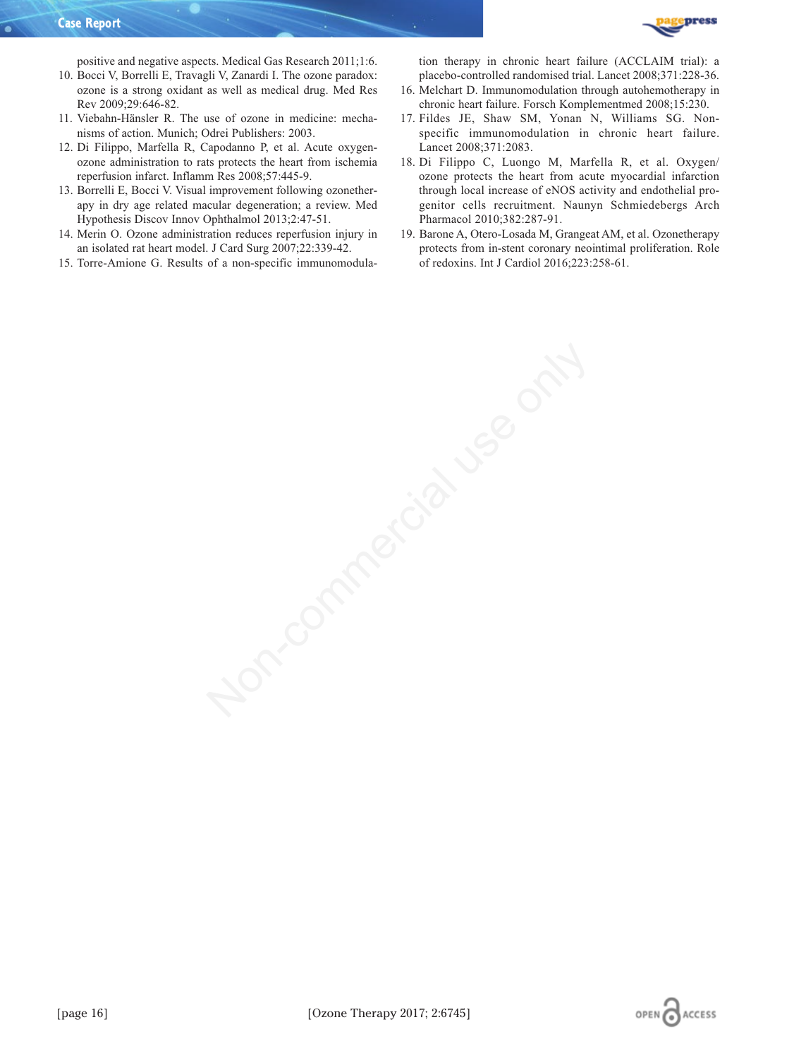positive and negative aspects. Medical Gas Research 2011;1:6.

10. Bocci V, Borrelli E, Travagli V, Zanardi I. The ozone paradox: ozone is a strong oxidant as well as medical drug. Med Res Rev 2009;29:646-82.
11. Viebahn-Hänsler R. The use of ozone in medicine: mechanisms of action. Munich; Odrei Publishers: 2003.
12. Di Filippo, Marfella R, Capodanno P, et al. Acute oxygen-ozone administration to rats protects the heart from ischemia reperfusion infarct. Inflamm Res 2008;57:445-9.
13. Borrelli E, Bocci V. Visual improvement following ozonetherapy in dry age related macular degeneration; a review. Med Hypothesis Discov Innov Ophthalmol 2013;2:47-51.
14. Merin O. Ozone administration reduces reperfusion injury in an isolated rat heart model. J Card Surg 2007;22:339-42.
15. Torre-Amione G. Results of a non-specific immunomodulation therapy in chronic heart failure (ACCLAIM trial): a placebo-controlled randomised trial. Lancet 2008;371:228-36.
16. Melchart D. Immunomodulation through autohemotherapy in chronic heart failure. Forsch Komplementmed 2008;15:230.
17. Fildes JE, Shaw SM, Yonan N, Williams SG. Non-specific immunomodulation in chronic heart failure. Lancet 2008;371:2083.
18. Di Filippo C, Luongo M, Marfella R, et al. Oxygen/ozone protects the heart from acute myocardial infarction through local increase of eNOS activity and endothelial progenitor cells recruitment. Naunyn Schmiedebergs Arch Pharmacol 2010;382:287-91.
19. Barone A, Otero-Losada M, Grangeat AM, et al. Ozonetherapy protects from in-stent coronary neointimal proliferation. Role of redoxins. Int J Cardiol 2016;223:258-61.